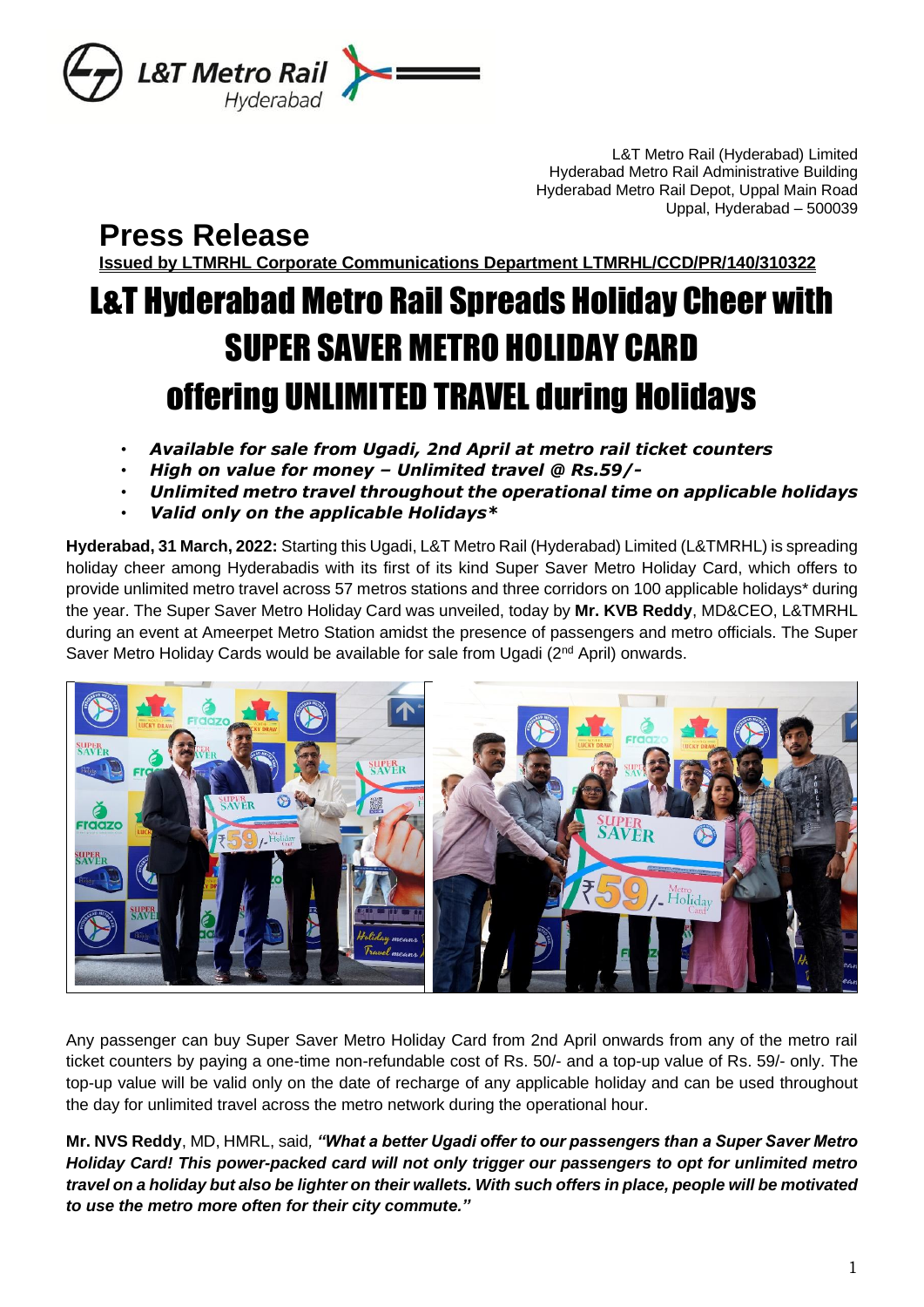L&T Metro Rail (Hyderabad) Limited
Hyderabad Metro Rail Administrative Building
Hyderabad Metro Rail Depot, Uppal Main Road
Uppal, Hyderabad – 500039

# Press Release

**Issued by LTMRHL Corporate Communications Department LTMRHL/CCD/PR/140/310322**

# L&T Hyderabad Metro Rail Spreads Holiday Cheer with SUPER SAVER METRO HOLIDAY CARD offering UNLIMITED TRAVEL during Holidays

- ***Available for sale from Ugadi, 2nd April at metro rail ticket counters***
- ***High on value for money – Unlimited travel @ Rs.59/-***
- ***Unlimited metro travel throughout the operational time on applicable holidays***
- ***Valid only on the applicable Holidays****

**Hyderabad, 31 March, 2022:** Starting this Ugadi, L&T Metro Rail (Hyderabad) Limited (L&TMRHL) is spreading holiday cheer among Hyderabadis with its first of its kind Super Saver Metro Holiday Card, which offers to provide unlimited metro travel across 57 metros stations and three corridors on 100 applicable holidays* during the year. The Super Saver Metro Holiday Card was unveiled, today by **Mr. KVB Reddy**, MD&CEO, L&TMRHL during an event at Ameerpet Metro Station amidst the presence of passengers and metro officials. The Super Saver Metro Holiday Cards would be available for sale from Ugadi (2nd April) onwards.

Any passenger can buy Super Saver Metro Holiday Card from 2nd April onwards from any of the metro rail ticket counters by paying a one-time non-refundable cost of Rs. 50/- and a top-up value of Rs. 59/- only. The top-up value will be valid only on the date of recharge of any applicable holiday and can be used throughout the day for unlimited travel across the metro network during the operational hour.

**Mr. NVS Reddy**, MD, HMRL, said, ***"What a better Ugadi offer to our passengers than a Super Saver Metro Holiday Card! This power-packed card will not only trigger our passengers to opt for unlimited metro travel on a holiday but also be lighter on their wallets. With such offers in place, people will be motivated to use the metro more often for their city commute."***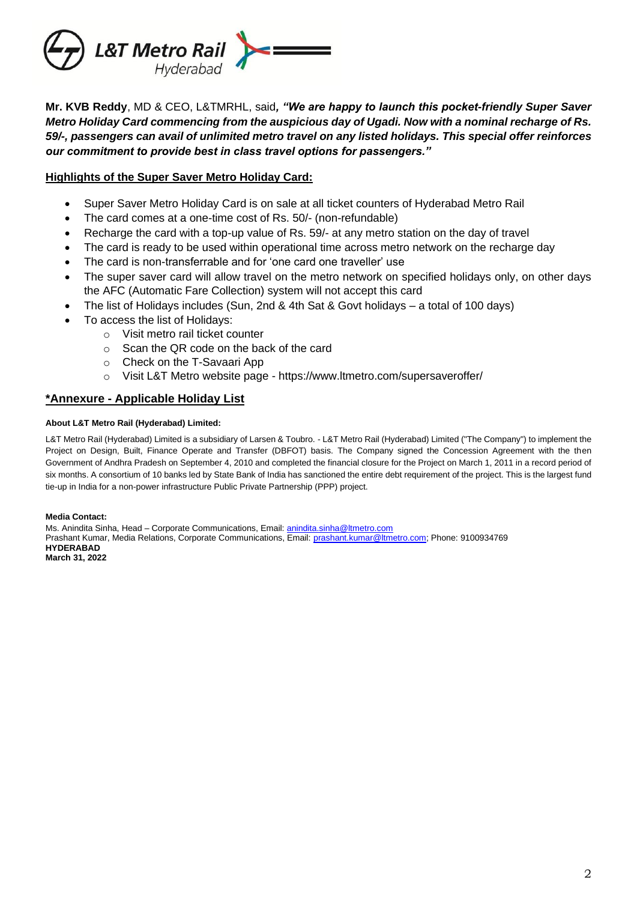**Mr. KVB Reddy**, MD & CEO, L&TMRHL, said***, "We are happy to launch this pocket-friendly Super Saver Metro Holiday Card commencing from the auspicious day of Ugadi. Now with a nominal recharge of Rs. 59/-, passengers can avail of unlimited metro travel on any listed holidays. This special offer reinforces our commitment to provide best in class travel options for passengers."***

**Highlights of the Super Saver Metro Holiday Card:**

- Super Saver Metro Holiday Card is on sale at all ticket counters of Hyderabad Metro Rail
- The card comes at a one-time cost of Rs. 50/- (non-refundable)
- Recharge the card with a top-up value of Rs. 59/- at any metro station on the day of travel
- The card is ready to be used within operational time across metro network on the recharge day
- The card is non-transferrable and for 'one card one traveller' use
- The super saver card will allow travel on the metro network on specified holidays only, on other days the AFC (Automatic Fare Collection) system will not accept this card
- The list of Holidays includes (Sun, 2nd & 4th Sat & Govt holidays – a total of 100 days)
- To access the list of Holidays:
  - Visit metro rail ticket counter
  - Scan the QR code on the back of the card
  - Check on the T-Savaari App
  - Visit L&T Metro website page - https://www.ltmetro.com/supersaveroffer/

**\*Annexure - Applicable Holiday List**

**About L&T Metro Rail (Hyderabad) Limited:**

L&T Metro Rail (Hyderabad) Limited is a subsidiary of Larsen & Toubro. - L&T Metro Rail (Hyderabad) Limited ("The Company") to implement the Project on Design, Built, Finance Operate and Transfer (DBFOT) basis. The Company signed the Concession Agreement with the then Government of Andhra Pradesh on September 4, 2010 and completed the financial closure for the Project on March 1, 2011 in a record period of six months. A consortium of 10 banks led by State Bank of India has sanctioned the entire debt requirement of the project. This is the largest fund tie-up in India for a non-power infrastructure Public Private Partnership (PPP) project.

**Media Contact:**

Ms. Anindita Sinha, Head – Corporate Communications, Email: anindita.sinha@ltmetro.com
Prashant Kumar, Media Relations, Corporate Communications, Email: prashant.kumar@ltmetro.com; Phone: 9100934769
**HYDERABAD**
**March 31, 2022**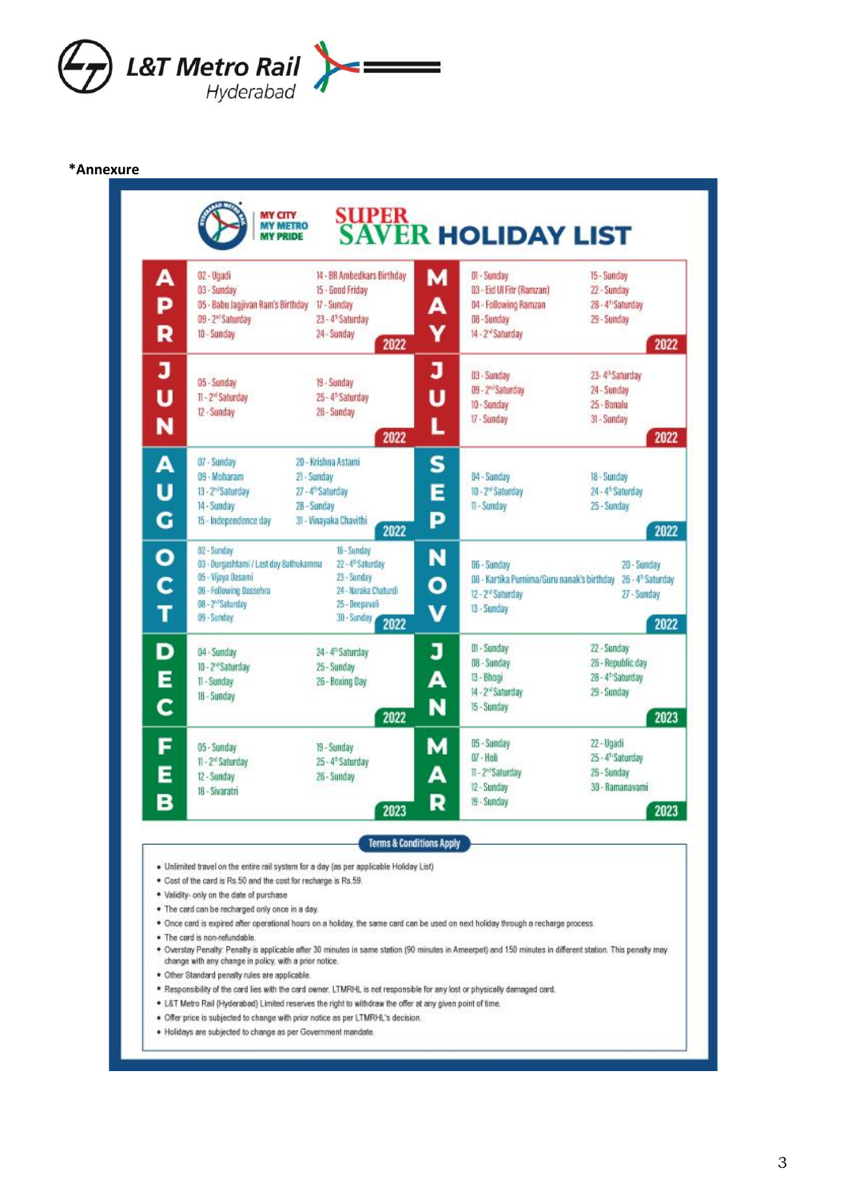L&T Metro Rail Hyderabad

**\*Annexure**

MY CITY MY METRO MY PRIDE

# SUPER SAVER HOLIDAY LIST

**APRIL 2022**
- 02 - Ugadi
- 03 - Sunday
- 05 - Babu Jagjivan Ram's Birthday
- 09 - 2nd Saturday
- 10 - Sunday
- 14 - BR Ambedkars Birthday
- 15 - Good Friday
- 17 - Sunday
- 23 - 4th Saturday
- 24 - Sunday

**MAY 2022**
- 01 - Sunday
- 03 - Eid Ul Fitr (Ramzan)
- 04 - Following Ramzan
- 08 - Sunday
- 14 - 2nd Saturday
- 15 - Sunday
- 22 - Sunday
- 28 - 4th Saturday
- 29 - Sunday

**JUNE 2022**
- 05 - Sunday
- 11 - 2nd Saturday
- 12 - Sunday
- 19 - Sunday
- 25 - 4th Saturday
- 26 - Sunday

**JULY 2022**
- 03 - Sunday
- 09 - 2nd Saturday
- 10 - Sunday
- 17 - Sunday
- 23 - 4th Saturday
- 24 - Sunday
- 25 - Bonalu
- 31 - Sunday

**AUGUST 2022**
- 07 - Sunday
- 09 - Moharam
- 13 - 2nd Saturday
- 14 - Sunday
- 15 - Independence day
- 20 - Krishna Astami
- 21 - Sunday
- 27 - 4th Saturday
- 28 - Sunday
- 31 - Vinayaka Chavithi

**SEPTEMBER 2022**
- 04 - Sunday
- 10 - 2nd Saturday
- 11 - Sunday
- 18 - Sunday
- 24 - 4th Saturday
- 25 - Sunday

**OCTOBER 2022**
- 02 - Sunday
- 03 - Durgashtami / Last day Bathukamma
- 05 - Vijaya Dasami
- 06 - Following Dassehra
- 08 - 2nd Saturday
- 09 - Sunday
- 16 - Sunday
- 22 - 4th Saturday
- 23 - Sunday
- 24 - Naraka Chaturdi
- 25 - Deepavali
- 30 - Sunday

**NOVEMBER 2022**
- 06 - Sunday
- 08 - Kartika Purnima/Guru nanak's birthday
- 12 - 2nd Saturday
- 13 - Sunday
- 20 - Sunday
- 26 - 4th Saturday
- 27 - Sunday

**DECEMBER 2022**
- 04 - Sunday
- 10 - 2nd Saturday
- 11 - Sunday
- 18 - Sunday
- 24 - 4th Saturday
- 25 - Sunday
- 26 - Boxing Day

**JANUARY 2023**
- 01 - Sunday
- 08 - Sunday
- 13 - Bhogi
- 14 - 2nd Saturday
- 15 - Sunday
- 22 - Sunday
- 26 - Republic day
- 28 - 4th Saturday
- 29 - Sunday

**FEBRUARY 2023**
- 05 - Sunday
- 11 - 2nd Saturday
- 12 - Sunday
- 18 - Sivaratri
- 19 - Sunday
- 25 - 4th Saturday
- 26 - Sunday

**MARCH 2023**
- 05 - Sunday
- 07 - Holi
- 11 - 2nd Saturday
- 12 - Sunday
- 19 - Sunday
- 22 - Ugadi
- 25 - 4th Saturday
- 26 - Sunday
- 30 - Ramanavami

## Terms & Conditions Apply

- Unlimited travel on the entire rail system for a day (as per applicable Holiday List)
- Cost of the card is Rs.50 and the cost for recharge is Rs.59.
- Validity- only on the date of purchase
- The card can be recharged only once in a day.
- Once card is expired after operational hours on a holiday, the same card can be used on next holiday through a recharge process.
- The card is non-refundable.
- Overstay Penalty: Penalty is applicable after 30 minutes in same station (90 minutes in Ameerpet) and 150 minutes in different station. This penalty may change with any change in policy, with a prior notice.
- Other Standard penalty rules are applicable.
- Responsibility of the card lies with the card owner. LTMRHL is not responsible for any lost or physically damaged card.
- L&T Metro Rail (Hyderabad) Limited reserves the right to withdraw the offer at any given point of time.
- Offer price is subjected to change with prior notice as per LTMRHL's decision.
- Holidays are subjected to change as per Government mandate.